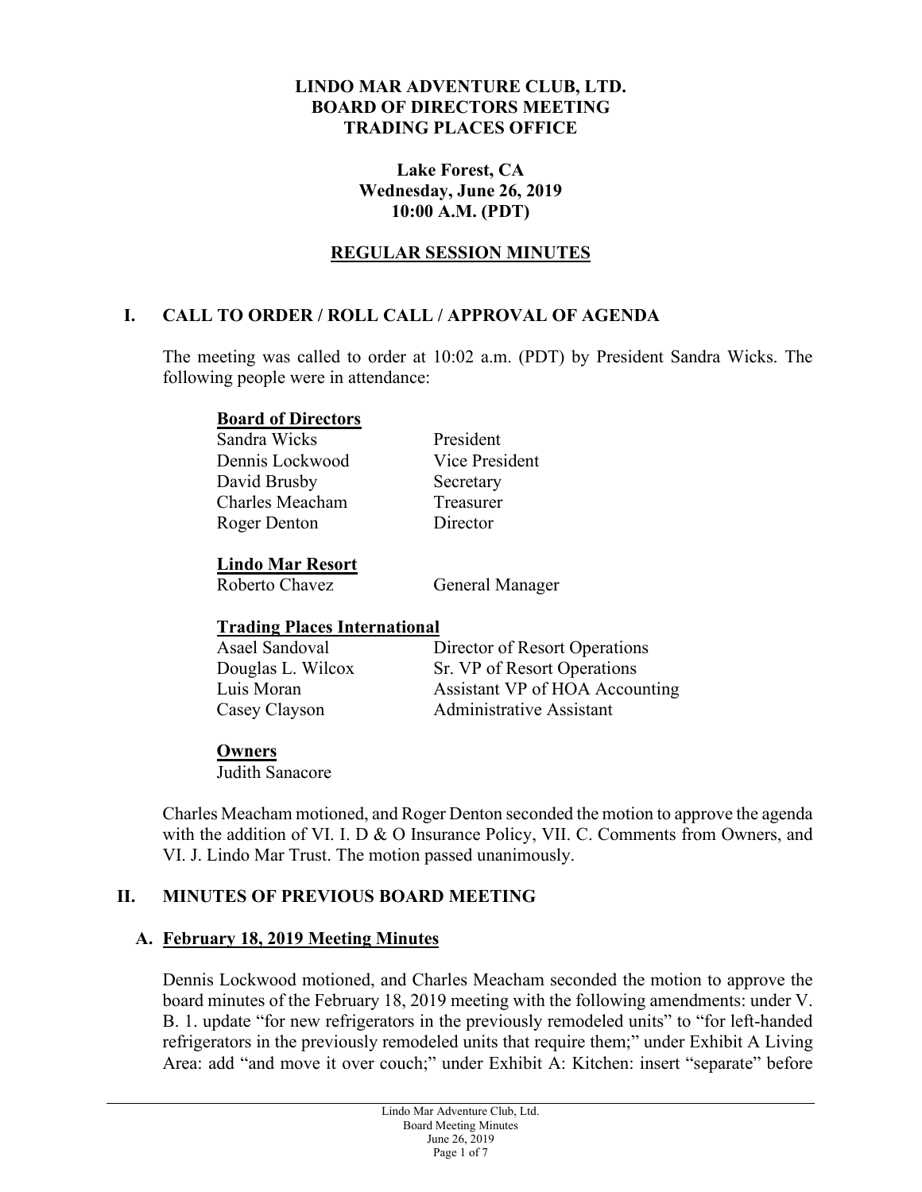# LINDO MAR ADVENTURE CLUB, LTD.
# BOARD OF DIRECTORS MEETING
# TRADING PLACES OFFICE

**Lake Forest, CA**
**Wednesday, June 26, 2019**
**10:00 A.M. (PDT)**

## REGULAR SESSION MINUTES

## I. CALL TO ORDER / ROLL CALL / APPROVAL OF AGENDA

The meeting was called to order at 10:02 a.m. (PDT) by President Sandra Wicks. The following people were in attendance:

**Board of Directors**

| | |
|---|---|
| Sandra Wicks | President |
| Dennis Lockwood | Vice President |
| David Brusby | Secretary |
| Charles Meacham | Treasurer |
| Roger Denton | Director |

**Lindo Mar Resort**

| | |
|---|---|
| Roberto Chavez | General Manager |

**Trading Places International**

| | |
|---|---|
| Asael Sandoval | Director of Resort Operations |
| Douglas L. Wilcox | Sr. VP of Resort Operations |
| Luis Moran | Assistant VP of HOA Accounting |
| Casey Clayson | Administrative Assistant |

**Owners**

Judith Sanacore

Charles Meacham motioned, and Roger Denton seconded the motion to approve the agenda with the addition of VI. I. D & O Insurance Policy, VII. C. Comments from Owners, and VI. J. Lindo Mar Trust. The motion passed unanimously.

## II. MINUTES OF PREVIOUS BOARD MEETING

### A. February 18, 2019 Meeting Minutes

Dennis Lockwood motioned, and Charles Meacham seconded the motion to approve the board minutes of the February 18, 2019 meeting with the following amendments: under V. B. 1. update "for new refrigerators in the previously remodeled units" to "for left-handed refrigerators in the previously remodeled units that require them;" under Exhibit A Living Area: add "and move it over couch;" under Exhibit A: Kitchen: insert "separate" before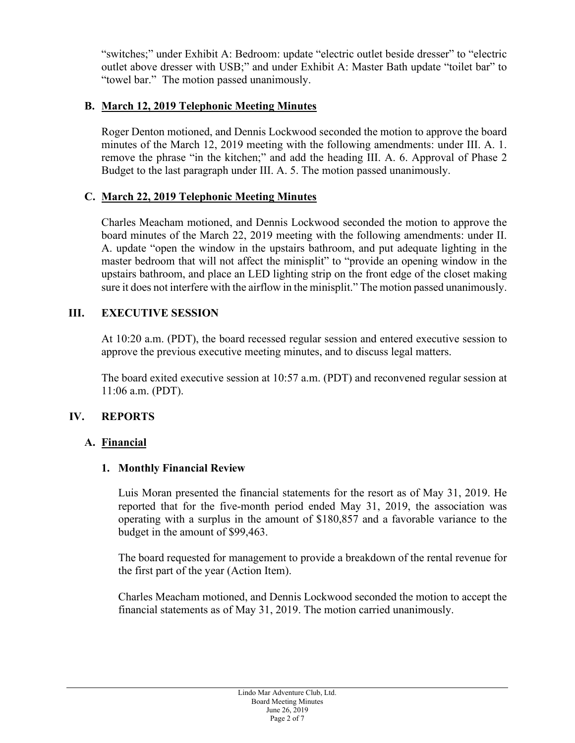"switches;" under Exhibit A: Bedroom: update "electric outlet beside dresser" to "electric outlet above dresser with USB;" and under Exhibit A: Master Bath update "toilet bar" to "towel bar." The motion passed unanimously.

### B. March 12, 2019 Telephonic Meeting Minutes

Roger Denton motioned, and Dennis Lockwood seconded the motion to approve the board minutes of the March 12, 2019 meeting with the following amendments: under III. A. 1. remove the phrase "in the kitchen;" and add the heading III. A. 6. Approval of Phase 2 Budget to the last paragraph under III. A. 5. The motion passed unanimously.

### C. March 22, 2019 Telephonic Meeting Minutes

Charles Meacham motioned, and Dennis Lockwood seconded the motion to approve the board minutes of the March 22, 2019 meeting with the following amendments: under II. A. update "open the window in the upstairs bathroom, and put adequate lighting in the master bedroom that will not affect the minisplit" to "provide an opening window in the upstairs bathroom, and place an LED lighting strip on the front edge of the closet making sure it does not interfere with the airflow in the minisplit." The motion passed unanimously.

## III. EXECUTIVE SESSION

At 10:20 a.m. (PDT), the board recessed regular session and entered executive session to approve the previous executive meeting minutes, and to discuss legal matters.

The board exited executive session at 10:57 a.m. (PDT) and reconvened regular session at 11:06 a.m. (PDT).

## IV. REPORTS

### A. Financial

#### 1. Monthly Financial Review

Luis Moran presented the financial statements for the resort as of May 31, 2019. He reported that for the five-month period ended May 31, 2019, the association was operating with a surplus in the amount of $180,857 and a favorable variance to the budget in the amount of $99,463.

The board requested for management to provide a breakdown of the rental revenue for the first part of the year (Action Item).

Charles Meacham motioned, and Dennis Lockwood seconded the motion to accept the financial statements as of May 31, 2019. The motion carried unanimously.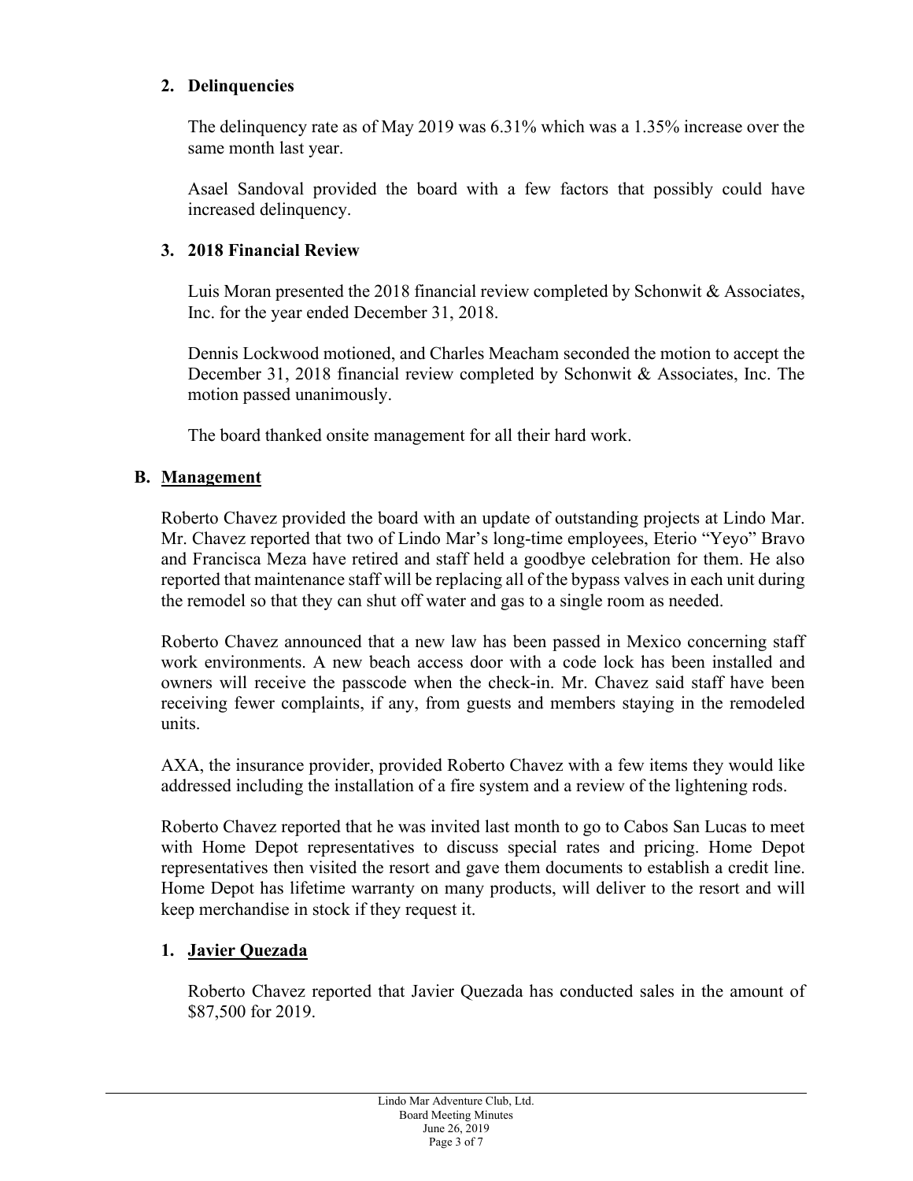## 2. Delinquencies

The delinquency rate as of May 2019 was 6.31% which was a 1.35% increase over the same month last year.

Asael Sandoval provided the board with a few factors that possibly could have increased delinquency.

## 3. 2018 Financial Review

Luis Moran presented the 2018 financial review completed by Schonwit & Associates, Inc. for the year ended December 31, 2018.

Dennis Lockwood motioned, and Charles Meacham seconded the motion to accept the December 31, 2018 financial review completed by Schonwit & Associates, Inc. The motion passed unanimously.

The board thanked onsite management for all their hard work.

## B. Management

Roberto Chavez provided the board with an update of outstanding projects at Lindo Mar. Mr. Chavez reported that two of Lindo Mar's long-time employees, Eterio "Yeyo" Bravo and Francisca Meza have retired and staff held a goodbye celebration for them. He also reported that maintenance staff will be replacing all of the bypass valves in each unit during the remodel so that they can shut off water and gas to a single room as needed.

Roberto Chavez announced that a new law has been passed in Mexico concerning staff work environments. A new beach access door with a code lock has been installed and owners will receive the passcode when the check-in. Mr. Chavez said staff have been receiving fewer complaints, if any, from guests and members staying in the remodeled units.

AXA, the insurance provider, provided Roberto Chavez with a few items they would like addressed including the installation of a fire system and a review of the lightening rods.

Roberto Chavez reported that he was invited last month to go to Cabos San Lucas to meet with Home Depot representatives to discuss special rates and pricing. Home Depot representatives then visited the resort and gave them documents to establish a credit line. Home Depot has lifetime warranty on many products, will deliver to the resort and will keep merchandise in stock if they request it.

## 1. Javier Quezada

Roberto Chavez reported that Javier Quezada has conducted sales in the amount of $87,500 for 2019.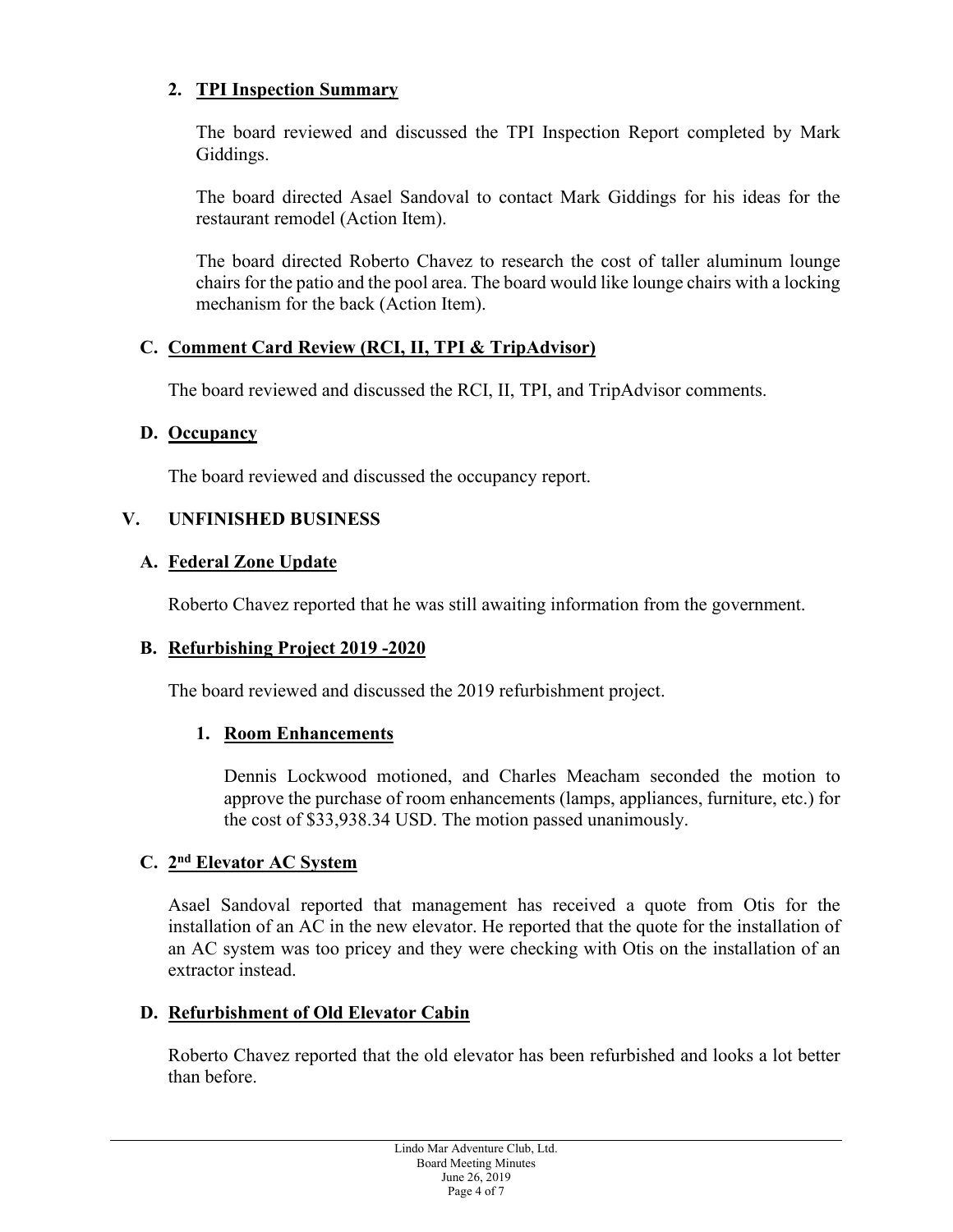### 2. TPI Inspection Summary

The board reviewed and discussed the TPI Inspection Report completed by Mark Giddings.

The board directed Asael Sandoval to contact Mark Giddings for his ideas for the restaurant remodel (Action Item).

The board directed Roberto Chavez to research the cost of taller aluminum lounge chairs for the patio and the pool area. The board would like lounge chairs with a locking mechanism for the back (Action Item).

### C. Comment Card Review (RCI, II, TPI & TripAdvisor)

The board reviewed and discussed the RCI, II, TPI, and TripAdvisor comments.

### D. Occupancy

The board reviewed and discussed the occupancy report.

## V. UNFINISHED BUSINESS

### A. Federal Zone Update

Roberto Chavez reported that he was still awaiting information from the government.

### B. Refurbishing Project 2019 -2020

The board reviewed and discussed the 2019 refurbishment project.

#### 1. Room Enhancements

Dennis Lockwood motioned, and Charles Meacham seconded the motion to approve the purchase of room enhancements (lamps, appliances, furniture, etc.) for the cost of $33,938.34 USD. The motion passed unanimously.

### C. 2nd Elevator AC System

Asael Sandoval reported that management has received a quote from Otis for the installation of an AC in the new elevator. He reported that the quote for the installation of an AC system was too pricey and they were checking with Otis on the installation of an extractor instead.

### D. Refurbishment of Old Elevator Cabin

Roberto Chavez reported that the old elevator has been refurbished and looks a lot better than before.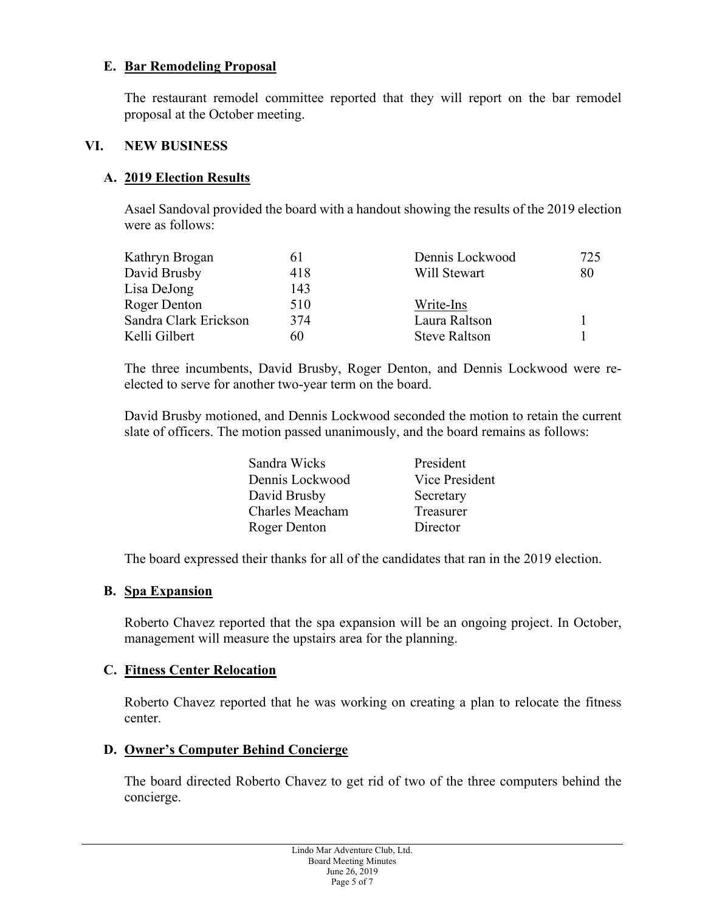### E. Bar Remodeling Proposal

The restaurant remodel committee reported that they will report on the bar remodel proposal at the October meeting.

## VI. NEW BUSINESS

### A. 2019 Election Results

Asael Sandoval provided the board with a handout showing the results of the 2019 election were as follows:

| | | | |
|---|---|---|---|
| Kathryn Brogan | 61 | Dennis Lockwood | 725 |
| David Brusby | 418 | Will Stewart | 80 |
| Lisa DeJong | 143 | | |
| Roger Denton | 510 | Write-Ins | |
| Sandra Clark Erickson | 374 | Laura Raltson | 1 |
| Kelli Gilbert | 60 | Steve Raltson | 1 |

The three incumbents, David Brusby, Roger Denton, and Dennis Lockwood were re-elected to serve for another two-year term on the board.

David Brusby motioned, and Dennis Lockwood seconded the motion to retain the current slate of officers. The motion passed unanimously, and the board remains as follows:

| | |
|---|---|
| Sandra Wicks | President |
| Dennis Lockwood | Vice President |
| David Brusby | Secretary |
| Charles Meacham | Treasurer |
| Roger Denton | Director |

The board expressed their thanks for all of the candidates that ran in the 2019 election.

### B. Spa Expansion

Roberto Chavez reported that the spa expansion will be an ongoing project. In October, management will measure the upstairs area for the planning.

### C. Fitness Center Relocation

Roberto Chavez reported that he was working on creating a plan to relocate the fitness center.

### D. Owner's Computer Behind Concierge

The board directed Roberto Chavez to get rid of two of the three computers behind the concierge.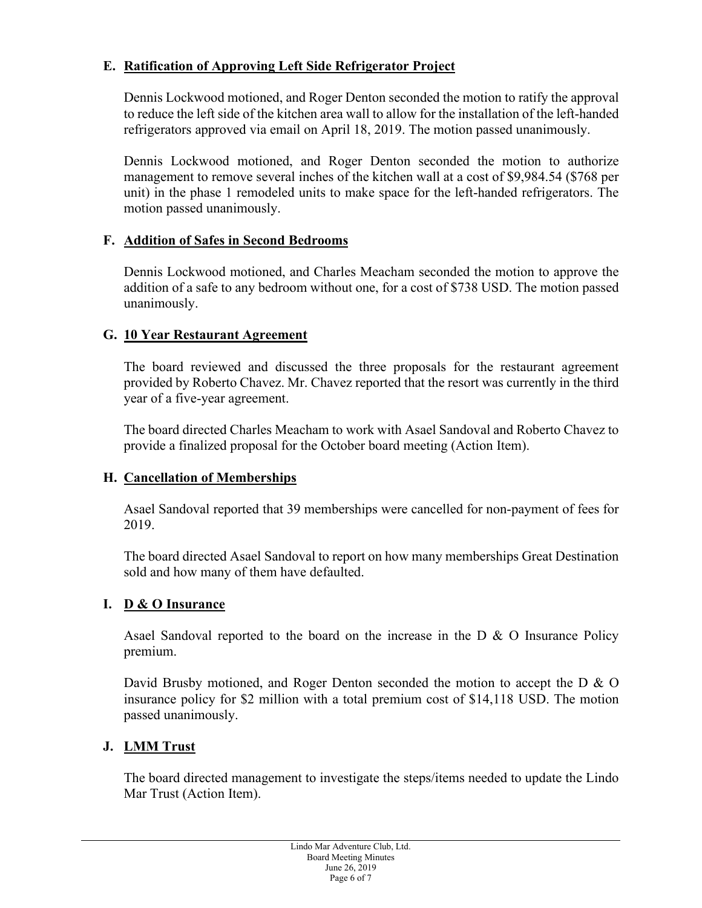### E. Ratification of Approving Left Side Refrigerator Project

Dennis Lockwood motioned, and Roger Denton seconded the motion to ratify the approval to reduce the left side of the kitchen area wall to allow for the installation of the left-handed refrigerators approved via email on April 18, 2019. The motion passed unanimously.

Dennis Lockwood motioned, and Roger Denton seconded the motion to authorize management to remove several inches of the kitchen wall at a cost of $9,984.54 ($768 per unit) in the phase 1 remodeled units to make space for the left-handed refrigerators. The motion passed unanimously.

### F. Addition of Safes in Second Bedrooms

Dennis Lockwood motioned, and Charles Meacham seconded the motion to approve the addition of a safe to any bedroom without one, for a cost of $738 USD. The motion passed unanimously.

### G. 10 Year Restaurant Agreement

The board reviewed and discussed the three proposals for the restaurant agreement provided by Roberto Chavez. Mr. Chavez reported that the resort was currently in the third year of a five-year agreement.

The board directed Charles Meacham to work with Asael Sandoval and Roberto Chavez to provide a finalized proposal for the October board meeting (Action Item).

### H. Cancellation of Memberships

Asael Sandoval reported that 39 memberships were cancelled for non-payment of fees for 2019.

The board directed Asael Sandoval to report on how many memberships Great Destination sold and how many of them have defaulted.

### I. D & O Insurance

Asael Sandoval reported to the board on the increase in the D & O Insurance Policy premium.

David Brusby motioned, and Roger Denton seconded the motion to accept the D & O insurance policy for $2 million with a total premium cost of $14,118 USD. The motion passed unanimously.

### J. LMM Trust

The board directed management to investigate the steps/items needed to update the Lindo Mar Trust (Action Item).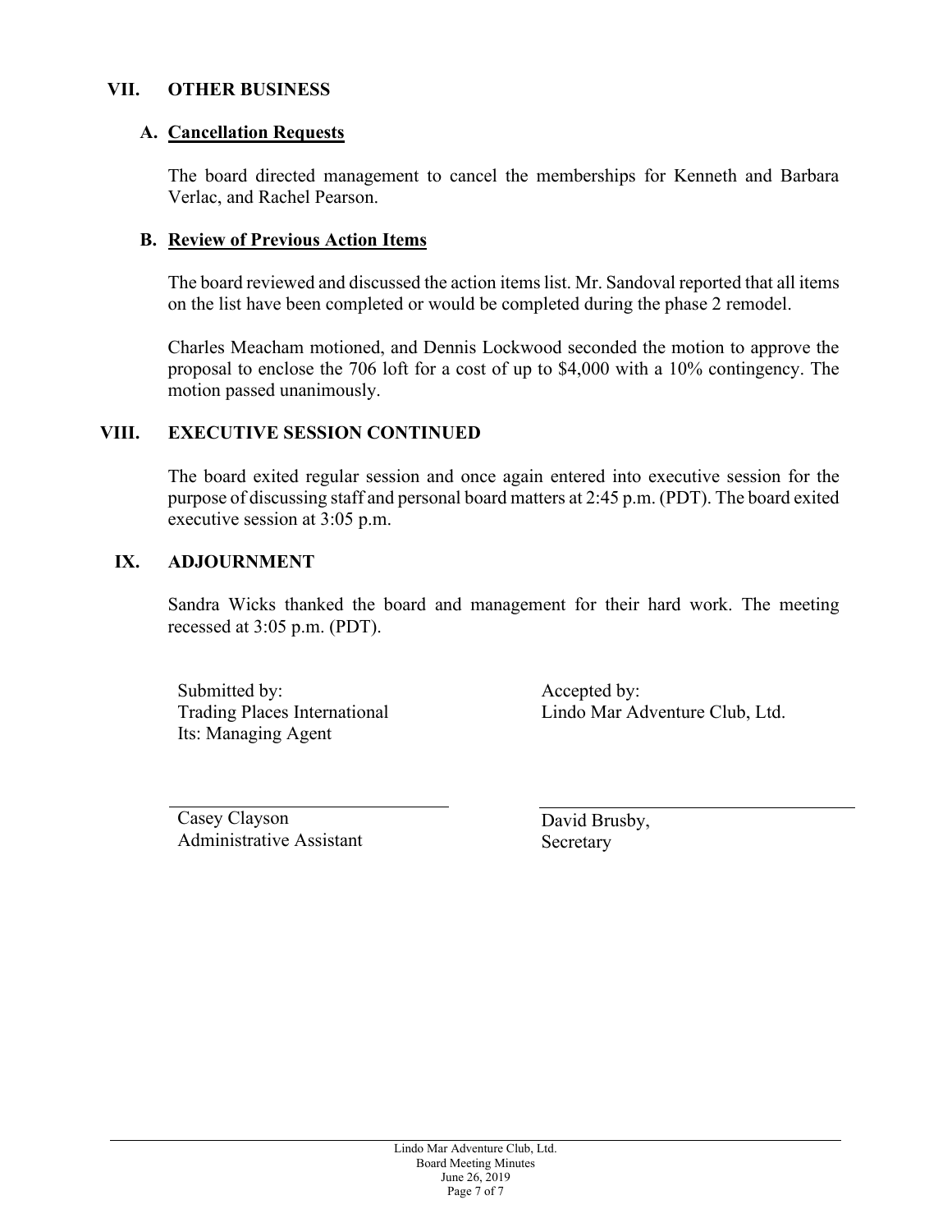## VII. OTHER BUSINESS

### A. Cancellation Requests

The board directed management to cancel the memberships for Kenneth and Barbara Verlac, and Rachel Pearson.

### B. Review of Previous Action Items

The board reviewed and discussed the action items list. Mr. Sandoval reported that all items on the list have been completed or would be completed during the phase 2 remodel.

Charles Meacham motioned, and Dennis Lockwood seconded the motion to approve the proposal to enclose the 706 loft for a cost of up to $4,000 with a 10% contingency. The motion passed unanimously.

## VIII. EXECUTIVE SESSION CONTINUED

The board exited regular session and once again entered into executive session for the purpose of discussing staff and personal board matters at 2:45 p.m. (PDT). The board exited executive session at 3:05 p.m.

## IX. ADJOURNMENT

Sandra Wicks thanked the board and management for their hard work. The meeting recessed at 3:05 p.m. (PDT).

Submitted by:
Trading Places International
Its: Managing Agent

Casey Clayson
Administrative Assistant

Accepted by:
Lindo Mar Adventure Club, Ltd.

David Brusby,
Secretary